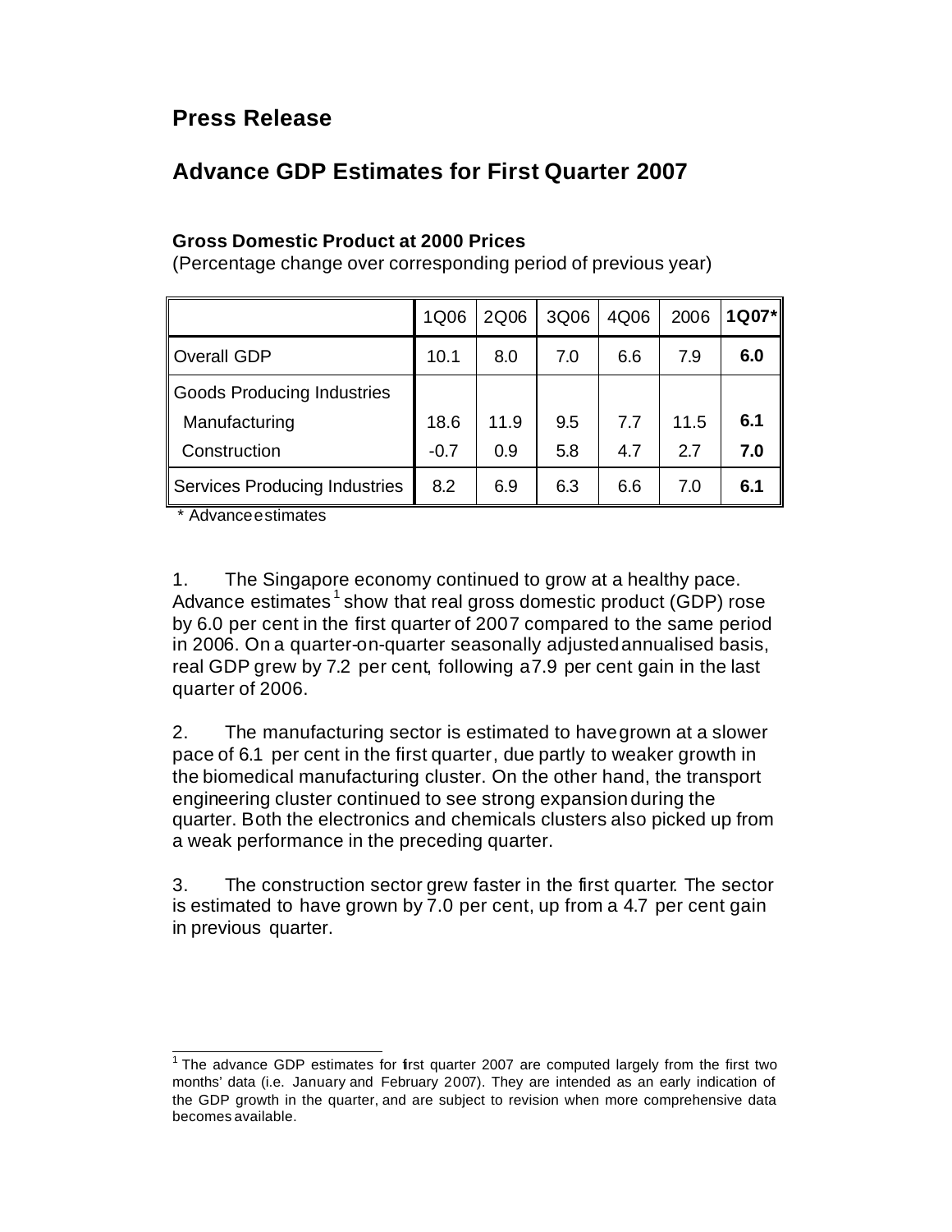# Press Release

## Advance GDP Estimates for First Quarter 2007

**Gross Domestic Product at 2000 Prices**
(Percentage change over corresponding period of previous year)

| | 1Q06 | 2Q06 | 3Q06 | 4Q06 | 2006 | **1Q07*** |
|---|---|---|---|---|---|---|
| Overall GDP | 10.1 | 8.0 | 7.0 | 6.6 | 7.9 | **6.0** |
| Goods Producing Industries | | | | | | |
| Manufacturing | 18.6 | 11.9 | 9.5 | 7.7 | 11.5 | **6.1** |
| Construction | -0.7 | 0.9 | 5.8 | 4.7 | 2.7 | **7.0** |
| Services Producing Industries | 8.2 | 6.9 | 6.3 | 6.6 | 7.0 | **6.1** |

\* Advance estimates

1. The Singapore economy continued to grow at a healthy pace. Advance estimates[1] show that real gross domestic product (GDP) rose by 6.0 per cent in the first quarter of 2007 compared to the same period in 2006. On a quarter-on-quarter seasonally adjusted annualised basis, real GDP grew by 7.2 per cent, following a 7.9 per cent gain in the last quarter of 2006.

2. The manufacturing sector is estimated to have grown at a slower pace of 6.1 per cent in the first quarter, due partly to weaker growth in the biomedical manufacturing cluster. On the other hand, the transport engineering cluster continued to see strong expansion during the quarter. Both the electronics and chemicals clusters also picked up from a weak performance in the preceding quarter.

3. The construction sector grew faster in the first quarter. The sector is estimated to have grown by 7.0 per cent, up from a 4.7 per cent gain in previous quarter.

---

[1] The advance GDP estimates for first quarter 2007 are computed largely from the first two months' data (i.e. January and February 2007). They are intended as an early indication of the GDP growth in the quarter, and are subject to revision when more comprehensive data becomes available.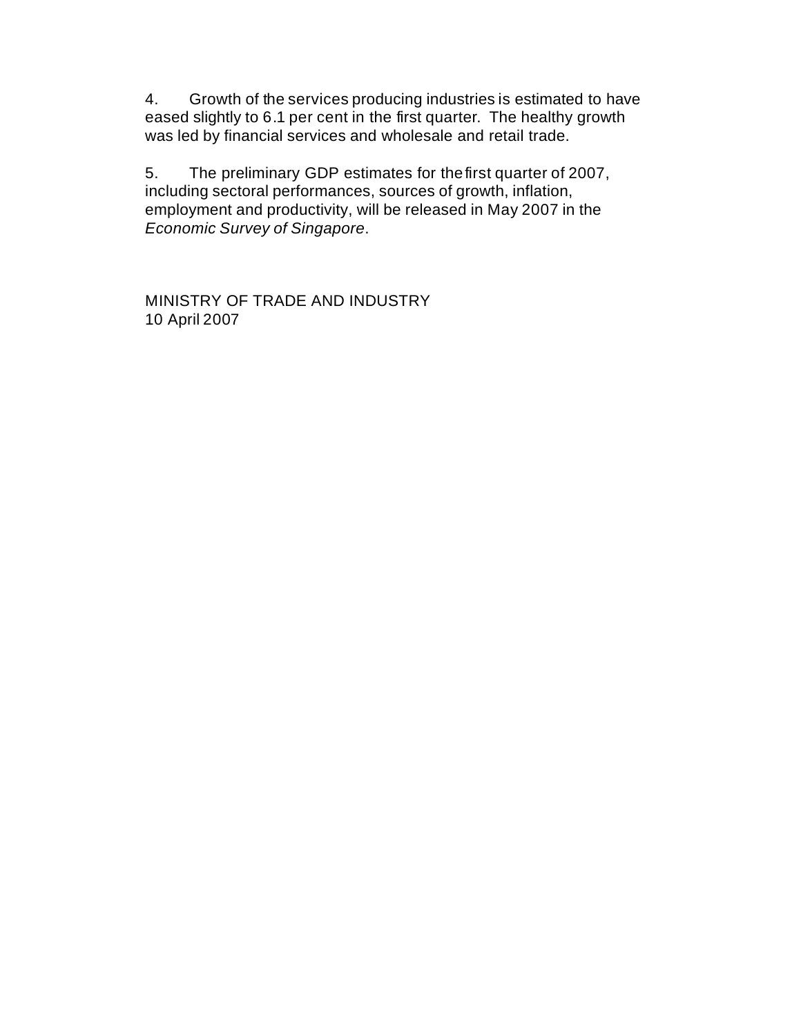4. Growth of the services producing industries is estimated to have eased slightly to 6.1 per cent in the first quarter. The healthy growth was led by financial services and wholesale and retail trade.

5. The preliminary GDP estimates for the first quarter of 2007, including sectoral performances, sources of growth, inflation, employment and productivity, will be released in May 2007 in the *Economic Survey of Singapore*.

MINISTRY OF TRADE AND INDUSTRY
10 April 2007